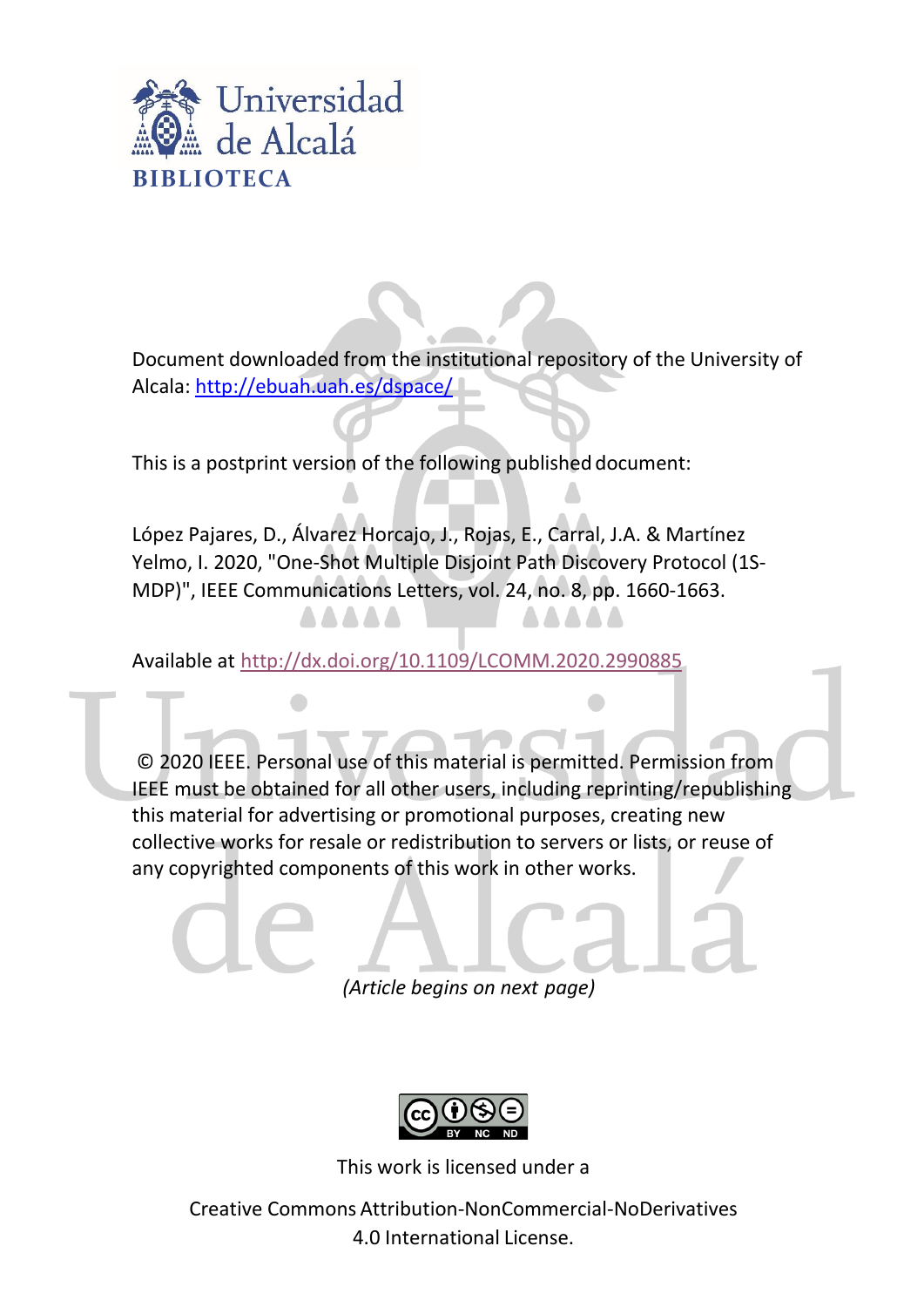Document downloaded from the institutional repository of the University of Alcala: http://ebuah.uah.es/dspace/

This is a postprint version of the following published document:

López Pajares, D., Álvarez Horcajo, J., Rojas, E., Carral, J.A. & Martínez Yelmo, I. 2020, "One-Shot Multiple Disjoint Path Discovery Protocol (1S-MDP)", IEEE Communications Letters, vol. 24, no. 8, pp. 1660-1663.

Available at http://dx.doi.org/10.1109/LCOMM.2020.2990885

© 2020 IEEE. Personal use of this material is permitted. Permission from IEEE must be obtained for all other users, including reprinting/republishing this material for advertising or promotional purposes, creating new collective works for resale or redistribution to servers or lists, or reuse of any copyrighted components of this work in other works.

*(Article begins on next page)*

This work is licensed under a

Creative Commons Attribution-NonCommercial-NoDerivatives 4.0 International License.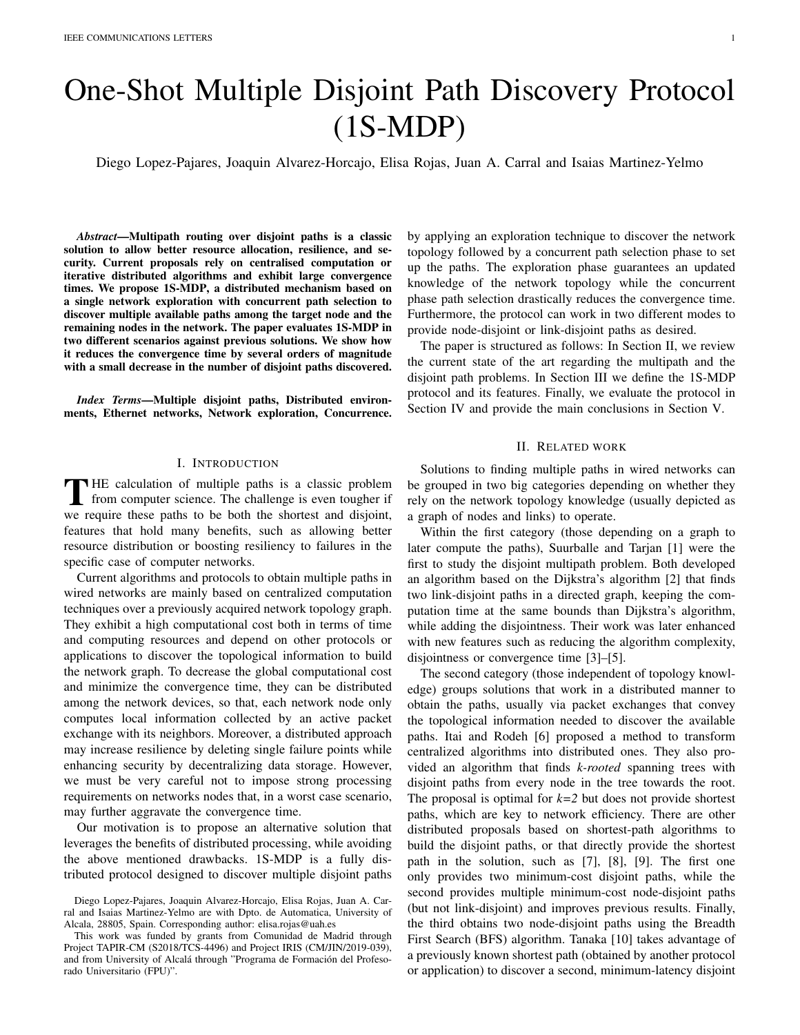# One-Shot Multiple Disjoint Path Discovery Protocol (1S-MDP)

Diego Lopez-Pajares, Joaquin Alvarez-Horcajo, Elisa Rojas, Juan A. Carral and Isaias Martinez-Yelmo

***Abstract*—Multipath routing over disjoint paths is a classic solution to allow better resource allocation, resilience, and security. Current proposals rely on centralised computation or iterative distributed algorithms and exhibit large convergence times. We propose 1S-MDP, a distributed mechanism based on a single network exploration with concurrent path selection to discover multiple available paths among the target node and the remaining nodes in the network. The paper evaluates 1S-MDP in two different scenarios against previous solutions. We show how it reduces the convergence time by several orders of magnitude with a small decrease in the number of disjoint paths discovered.**

***Index Terms*—Multiple disjoint paths, Distributed environments, Ethernet networks, Network exploration, Concurrence.**

## I. Introduction

THE calculation of multiple paths is a classic problem from computer science. The challenge is even tougher if we require these paths to be both the shortest and disjoint, features that hold many benefits, such as allowing better resource distribution or boosting resiliency to failures in the specific case of computer networks.

Current algorithms and protocols to obtain multiple paths in wired networks are mainly based on centralized computation techniques over a previously acquired network topology graph. They exhibit a high computational cost both in terms of time and computing resources and depend on other protocols or applications to discover the topological information to build the network graph. To decrease the global computational cost and minimize the convergence time, they can be distributed among the network devices, so that, each network node only computes local information collected by an active packet exchange with its neighbors. Moreover, a distributed approach may increase resilience by deleting single failure points while enhancing security by decentralizing data storage. However, we must be very careful not to impose strong processing requirements on networks nodes that, in a worst case scenario, may further aggravate the convergence time.

Our motivation is to propose an alternative solution that leverages the benefits of distributed processing, while avoiding the above mentioned drawbacks. 1S-MDP is a fully distributed protocol designed to discover multiple disjoint paths by applying an exploration technique to discover the network topology followed by a concurrent path selection phase to set up the paths. The exploration phase guarantees an updated knowledge of the network topology while the concurrent phase path selection drastically reduces the convergence time. Furthermore, the protocol can work in two different modes to provide node-disjoint or link-disjoint paths as desired.

The paper is structured as follows: In Section II, we review the current state of the art regarding the multipath and the disjoint path problems. In Section III we define the 1S-MDP protocol and its features. Finally, we evaluate the protocol in Section IV and provide the main conclusions in Section V.

## II. Related work

Solutions to finding multiple paths in wired networks can be grouped in two big categories depending on whether they rely on the network topology knowledge (usually depicted as a graph of nodes and links) to operate.

Within the first category (those depending on a graph to later compute the paths), Suurballe and Tarjan [1] were the first to study the disjoint multipath problem. Both developed an algorithm based on the Dijkstra's algorithm [2] that finds two link-disjoint paths in a directed graph, keeping the computation time at the same bounds than Dijkstra's algorithm, while adding the disjointness. Their work was later enhanced with new features such as reducing the algorithm complexity, disjointness or convergence time [3]–[5].

The second category (those independent of topology knowledge) groups solutions that work in a distributed manner to obtain the paths, usually via packet exchanges that convey the topological information needed to discover the available paths. Itai and Rodeh [6] proposed a method to transform centralized algorithms into distributed ones. They also provided an algorithm that finds *k-rooted* spanning trees with disjoint paths from every node in the tree towards the root. The proposal is optimal for *k=2* but does not provide shortest paths, which are key to network efficiency. There are other distributed proposals based on shortest-path algorithms to build the disjoint paths, or that directly provide the shortest path in the solution, such as [7], [8], [9]. The first one only provides two minimum-cost disjoint paths, while the second provides multiple minimum-cost node-disjoint paths (but not link-disjoint) and improves previous results. Finally, the third obtains two node-disjoint paths using the Breadth First Search (BFS) algorithm. Tanaka [10] takes advantage of a previously known shortest path (obtained by another protocol or application) to discover a second, minimum-latency disjoint

Diego Lopez-Pajares, Joaquin Alvarez-Horcajo, Elisa Rojas, Juan A. Carral and Isaias Martinez-Yelmo are with Dpto. de Automatica, University of Alcala, 28805, Spain. Corresponding author: elisa.rojas@uah.es

This work was funded by grants from Comunidad de Madrid through Project TAPIR-CM (S2018/TCS-4496) and Project IRIS (CM/JIN/2019-039), and from University of Alcalá through "Programa de Formación del Profesorado Universitario (FPU)".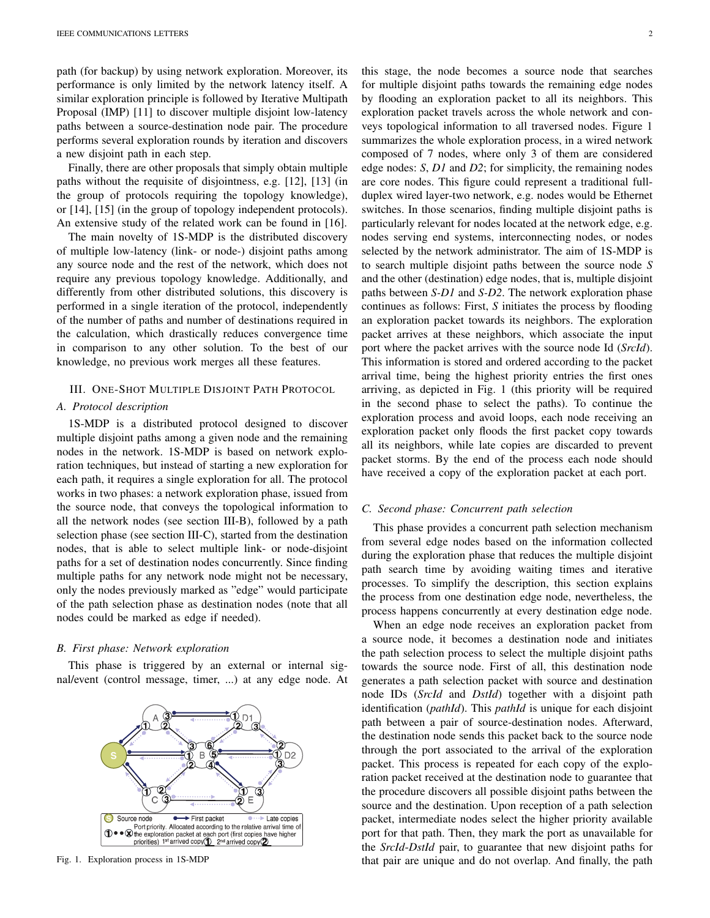path (for backup) by using network exploration. Moreover, its performance is only limited by the network latency itself. A similar exploration principle is followed by Iterative Multipath Proposal (IMP) [11] to discover multiple disjoint low-latency paths between a source-destination node pair. The procedure performs several exploration rounds by iteration and discovers a new disjoint path in each step.

Finally, there are other proposals that simply obtain multiple paths without the requisite of disjointness, e.g. [12], [13] (in the group of protocols requiring the topology knowledge), or [14], [15] (in the group of topology independent protocols). An extensive study of the related work can be found in [16].

The main novelty of 1S-MDP is the distributed discovery of multiple low-latency (link- or node-) disjoint paths among any source node and the rest of the network, which does not require any previous topology knowledge. Additionally, and differently from other distributed solutions, this discovery is performed in a single iteration of the protocol, independently of the number of paths and number of destinations required in the calculation, which drastically reduces convergence time in comparison to any other solution. To the best of our knowledge, no previous work merges all these features.

## III. One-Shot Multiple Disjoint Path Protocol

### A. Protocol description

1S-MDP is a distributed protocol designed to discover multiple disjoint paths among a given node and the remaining nodes in the network. 1S-MDP is based on network exploration techniques, but instead of starting a new exploration for each path, it requires a single exploration for all. The protocol works in two phases: a network exploration phase, issued from the source node, that conveys the topological information to all the network nodes (see section III-B), followed by a path selection phase (see section III-C), started from the destination nodes, that is able to select multiple link- or node-disjoint paths for a set of destination nodes concurrently. Since finding multiple paths for any network node might not be necessary, only the nodes previously marked as "edge" would participate of the path selection phase as destination nodes (note that all nodes could be marked as edge if needed).

### B. First phase: Network exploration

This phase is triggered by an external or internal signal/event (control message, timer, ...) at any edge node. At this stage, the node becomes a source node that searches for multiple disjoint paths towards the remaining edge nodes by flooding an exploration packet to all its neighbors. This exploration packet travels across the whole network and conveys topological information to all traversed nodes. Figure 1 summarizes the whole exploration process, in a wired network composed of 7 nodes, where only 3 of them are considered edge nodes: *S*, *D1* and *D2*; for simplicity, the remaining nodes are core nodes. This figure could represent a traditional full-duplex wired layer-two network, e.g. nodes would be Ethernet switches. In those scenarios, finding multiple disjoint paths is particularly relevant for nodes located at the network edge, e.g. nodes serving end systems, interconnecting nodes, or nodes selected by the network administrator. The aim of 1S-MDP is to search multiple disjoint paths between the source node *S* and the other (destination) edge nodes, that is, multiple disjoint paths between *S-D1* and *S-D2*. The network exploration phase continues as follows: First, *S* initiates the process by flooding an exploration packet towards its neighbors. The exploration packet arrives at these neighbors, which associate the input port where the packet arrives with the source node Id (*SrcId*). This information is stored and ordered according to the packet arrival time, being the highest priority entries the first ones arriving, as depicted in Fig. 1 (this priority will be required in the second phase to select the paths). To continue the exploration process and avoid loops, each node receiving an exploration packet only floods the first packet copy towards all its neighbors, while late copies are discarded to prevent packet storms. By the end of the process each node should have received a copy of the exploration packet at each port.

Fig. 1. Exploration process in 1S-MDP

### C. Second phase: Concurrent path selection

This phase provides a concurrent path selection mechanism from several edge nodes based on the information collected during the exploration phase that reduces the multiple disjoint path search time by avoiding waiting times and iterative processes. To simplify the description, this section explains the process from one destination edge node, nevertheless, the process happens concurrently at every destination edge node.

When an edge node receives an exploration packet from a source node, it becomes a destination node and initiates the path selection process to select the multiple disjoint paths towards the source node. First of all, this destination node generates a path selection packet with source and destination node IDs (*SrcId* and *DstId*) together with a disjoint path identification (*pathId*). This *pathId* is unique for each disjoint path between a pair of source-destination nodes. Afterward, the destination node sends this packet back to the source node through the port associated to the arrival of the exploration packet. This process is repeated for each copy of the exploration packet received at the destination node to guarantee that the procedure discovers all possible disjoint paths between the source and the destination. Upon reception of a path selection packet, intermediate nodes select the higher priority available port for that path. Then, they mark the port as unavailable for the *SrcId-DstId* pair, to guarantee that new disjoint paths for that pair are unique and do not overlap. And finally, the path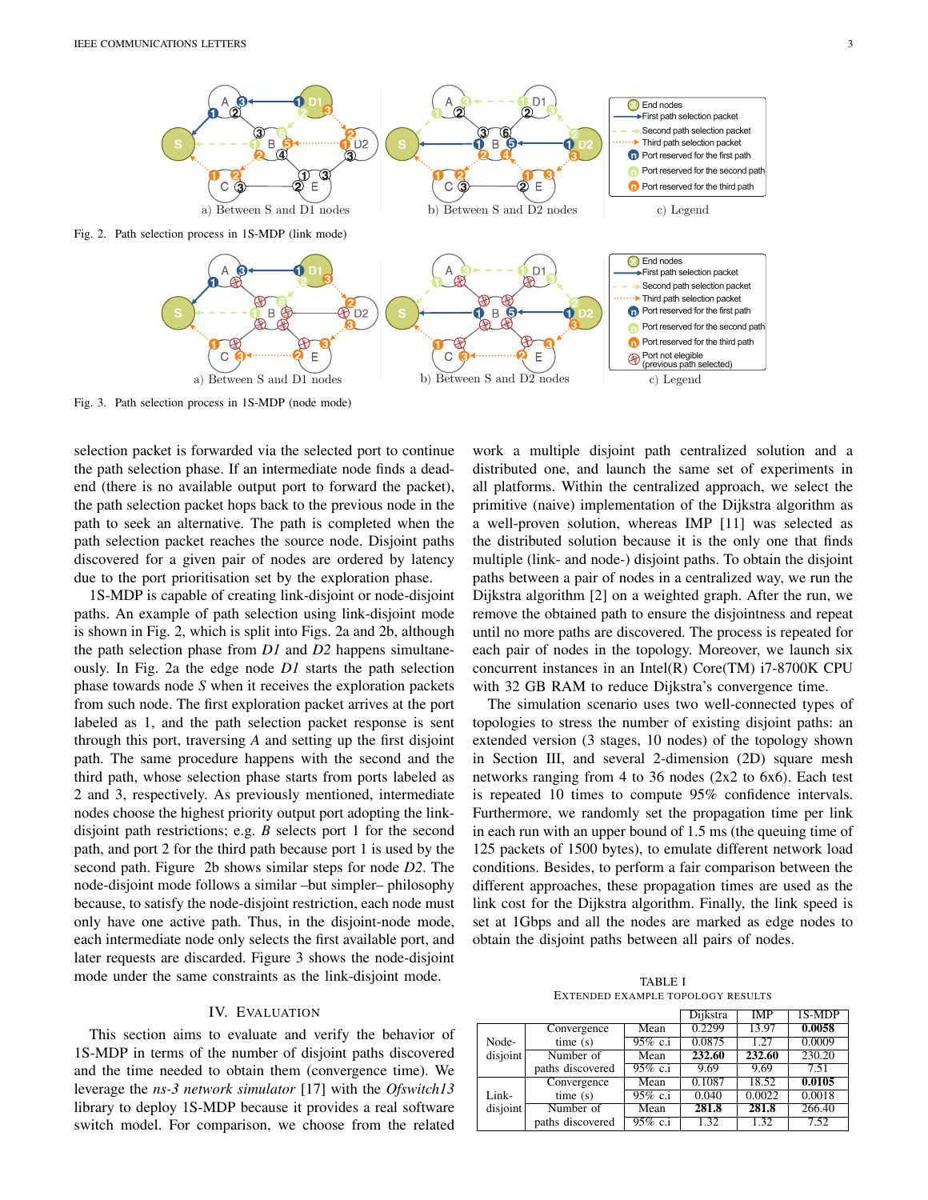a) Between S and D1 nodes b) Between S and D2 nodes c) Legend

Fig. 2. Path selection process in 1S-MDP (link mode)

a) Between S and D1 nodes b) Between S and D2 nodes c) Legend

Fig. 3. Path selection process in 1S-MDP (node mode)

selection packet is forwarded via the selected port to continue the path selection phase. If an intermediate node finds a dead-end (there is no available output port to forward the packet), the path selection packet hops back to the previous node in the path to seek an alternative. The path is completed when the path selection packet reaches the source node. Disjoint paths discovered for a given pair of nodes are ordered by latency due to the port prioritisation set by the exploration phase.

1S-MDP is capable of creating link-disjoint or node-disjoint paths. An example of path selection using link-disjoint mode is shown in Fig. 2, which is split into Figs. 2a and 2b, although the path selection phase from *D1* and *D2* happens simultaneously. In Fig. 2a the edge node *D1* starts the path selection phase towards node *S* when it receives the exploration packets from such node. The first exploration packet arrives at the port labeled as 1, and the path selection packet response is sent through this port, traversing *A* and setting up the first disjoint path. The same procedure happens with the second and the third path, whose selection phase starts from ports labeled as 2 and 3, respectively. As previously mentioned, intermediate nodes choose the highest priority output port adopting the link-disjoint path restrictions; e.g. *B* selects port 1 for the second path, and port 2 for the third path because port 1 is used by the second path. Figure 2b shows similar steps for node *D2*. The node-disjoint mode follows a similar –but simpler– philosophy because, to satisfy the node-disjoint restriction, each node must only have one active path. Thus, in the disjoint-node mode, each intermediate node only selects the first available port, and later requests are discarded. Figure 3 shows the node-disjoint mode under the same constraints as the link-disjoint mode.

## IV. Evaluation

This section aims to evaluate and verify the behavior of 1S-MDP in terms of the number of disjoint paths discovered and the time needed to obtain them (convergence time). We leverage the *ns-3 network simulator* [17] with the *Ofswitch13* library to deploy 1S-MDP because it provides a real software switch model. For comparison, we choose from the related work a multiple disjoint path centralized solution and a distributed one, and launch the same set of experiments in all platforms. Within the centralized approach, we select the primitive (naive) implementation of the Dijkstra algorithm as a well-proven solution, whereas IMP [11] was selected as the distributed solution because it is the only one that finds multiple (link- and node-) disjoint paths. To obtain the disjoint paths between a pair of nodes in a centralized way, we run the Dijkstra algorithm [2] on a weighted graph. After the run, we remove the obtained path to ensure the disjointness and repeat until no more paths are discovered. The process is repeated for each pair of nodes in the topology. Moreover, we launch six concurrent instances in an Intel(R) Core(TM) i7-8700K CPU with 32 GB RAM to reduce Dijkstra's convergence time.

The simulation scenario uses two well-connected types of topologies to stress the number of existing disjoint paths: an extended version (3 stages, 10 nodes) of the topology shown in Section III, and several 2-dimension (2D) square mesh networks ranging from 4 to 36 nodes (2x2 to 6x6). Each test is repeated 10 times to compute 95% confidence intervals. Furthermore, we randomly set the propagation time per link in each run with an upper bound of 1.5 ms (the queuing time of 125 packets of 1500 bytes), to emulate different network load conditions. Besides, to perform a fair comparison between the different approaches, these propagation times are used as the link cost for the Dijkstra algorithm. Finally, the link speed is set at 1Gbps and all the nodes are marked as edge nodes to obtain the disjoint paths between all pairs of nodes.

TABLE I
Extended example topology results

| | | | Dijkstra | IMP | 1S-MDP |
|---|---|---|---|---|---|
| Node-disjoint | Convergence time (s) | Mean | 0.2299 | 13.97 | **0.0058** |
| | | 95% c.i | 0.0875 | 1.27 | 0.0009 |
| | Number of paths discovered | Mean | **232.60** | **232.60** | 230.20 |
| | | 95% c.i | 9.69 | 9.69 | 7.51 |
| Link-disjoint | Convergence time (s) | Mean | 0.1087 | 18.52 | **0.0105** |
| | | 95% c.i | 0.040 | 0.0022 | 0.0018 |
| | Number of paths discovered | Mean | **281.8** | **281.8** | 266.40 |
| | | 95% c.i | 1.32 | 1.32 | 7.52 |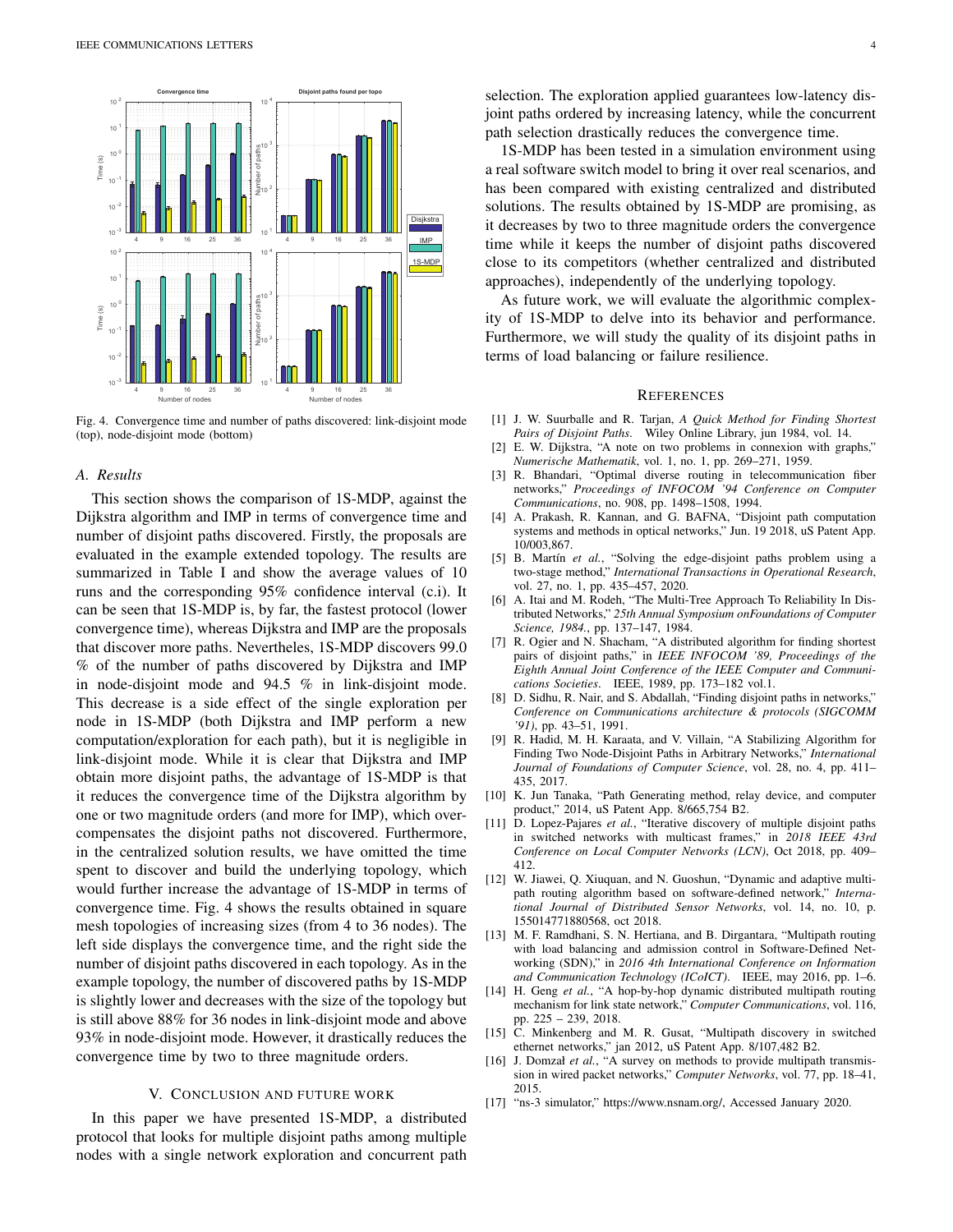Convergence time

Disjoint paths found per topo

Time (s)

Number of paths

Disjkstra

IMP

1S-MDP

4 9 16 25 36

Number of nodes

Fig. 4. Convergence time and number of paths discovered: link-disjoint mode (top), node-disjoint mode (bottom)

### A. Results

This section shows the comparison of 1S-MDP, against the Dijkstra algorithm and IMP in terms of convergence time and number of disjoint paths discovered. Firstly, the proposals are evaluated in the example extended topology. The results are summarized in Table I and show the average values of 10 runs and the corresponding 95% confidence interval (c.i). It can be seen that 1S-MDP is, by far, the fastest protocol (lower convergence time), whereas Dijkstra and IMP are the proposals that discover more paths. Nevertheles, 1S-MDP discovers 99.0 % of the number of paths discovered by Dijkstra and IMP in node-disjoint mode and 94.5 % in link-disjoint mode. This decrease is a side effect of the single exploration per node in 1S-MDP (both Dijkstra and IMP perform a new computation/exploration for each path), but it is negligible in link-disjoint mode. While it is clear that Dijkstra and IMP obtain more disjoint paths, the advantage of 1S-MDP is that it reduces the convergence time of the Dijkstra algorithm by one or two magnitude orders (and more for IMP), which overcompensates the disjoint paths not discovered. Furthermore, in the centralized solution results, we have omitted the time spent to discover and build the underlying topology, which would further increase the advantage of 1S-MDP in terms of convergence time. Fig. 4 shows the results obtained in square mesh topologies of increasing sizes (from 4 to 36 nodes). The left side displays the convergence time, and the right side the number of disjoint paths discovered in each topology. As in the example topology, the number of discovered paths by 1S-MDP is slightly lower and decreases with the size of the topology but is still above 88% for 36 nodes in link-disjoint mode and above 93% in node-disjoint mode. However, it drastically reduces the convergence time by two to three magnitude orders.

## V. Conclusion and Future Work

In this paper we have presented 1S-MDP, a distributed protocol that looks for multiple disjoint paths among multiple nodes with a single network exploration and concurrent path selection. The exploration applied guarantees low-latency disjoint paths ordered by increasing latency, while the concurrent path selection drastically reduces the convergence time.

1S-MDP has been tested in a simulation environment using a real software switch model to bring it over real scenarios, and has been compared with existing centralized and distributed solutions. The results obtained by 1S-MDP are promising, as it decreases by two to three magnitude orders the convergence time while it keeps the number of disjoint paths discovered close to its competitors (whether centralized and distributed approaches), independently of the underlying topology.

As future work, we will evaluate the algorithmic complexity of 1S-MDP to delve into its behavior and performance. Furthermore, we will study the quality of its disjoint paths in terms of load balancing or failure resilience.

## References

[1] J. W. Suurballe and R. Tarjan, *A Quick Method for Finding Shortest Pairs of Disjoint Paths*. Wiley Online Library, jun 1984, vol. 14.

[2] E. W. Dijkstra, "A note on two problems in connexion with graphs," *Numerische Mathematik*, vol. 1, no. 1, pp. 269–271, 1959.

[3] R. Bhandari, "Optimal diverse routing in telecommunication fiber networks," *Proceedings of INFOCOM '94 Conference on Computer Communications*, no. 908, pp. 1498–1508, 1994.

[4] A. Prakash, R. Kannan, and G. BAFNA, "Disjoint path computation systems and methods in optical networks," Jun. 19 2018, uS Patent App. 10/003,867.

[5] B. Martín *et al.*, "Solving the edge-disjoint paths problem using a two-stage method," *International Transactions in Operational Research*, vol. 27, no. 1, pp. 435–457, 2020.

[6] A. Itai and M. Rodeh, "The Multi-Tree Approach To Reliability In Distributed Networks," *25th Annual Symposium onFoundations of Computer Science, 1984.*, pp. 137–147, 1984.

[7] R. Ogier and N. Shacham, "A distributed algorithm for finding shortest pairs of disjoint paths," in *IEEE INFOCOM '89, Proceedings of the Eighth Annual Joint Conference of the IEEE Computer and Communications Societies*. IEEE, 1989, pp. 173–182 vol.1.

[8] D. Sidhu, R. Nair, and S. Abdallah, "Finding disjoint paths in networks," *Conference on Communications architecture & protocols (SIGCOMM '91)*, pp. 43–51, 1991.

[9] R. Hadid, M. H. Karaata, and V. Villain, "A Stabilizing Algorithm for Finding Two Node-Disjoint Paths in Arbitrary Networks," *International Journal of Foundations of Computer Science*, vol. 28, no. 4, pp. 411–435, 2017.

[10] K. Jun Tanaka, "Path Generating method, relay device, and computer product," 2014, uS Patent App. 8/665,754 B2.

[11] D. Lopez-Pajares *et al.*, "Iterative discovery of multiple disjoint paths in switched networks with multicast frames," in *2018 IEEE 43rd Conference on Local Computer Networks (LCN)*, Oct 2018, pp. 409–412.

[12] W. Jiawei, Q. Xiuquan, and N. Guoshun, "Dynamic and adaptive multipath routing algorithm based on software-defined network," *International Journal of Distributed Sensor Networks*, vol. 14, no. 10, p. 155014771880568, oct 2018.

[13] M. F. Ramdhani, S. N. Hertiana, and B. Dirgantara, "Multipath routing with load balancing and admission control in Software-Defined Networking (SDN)," in *2016 4th International Conference on Information and Communication Technology (ICoICT)*. IEEE, may 2016, pp. 1–6.

[14] H. Geng *et al.*, "A hop-by-hop dynamic distributed multipath routing mechanism for link state network," *Computer Communications*, vol. 116, pp. 225 – 239, 2018.

[15] C. Minkenberg and M. R. Gusat, "Multipath discovery in switched ethernet networks," jan 2012, uS Patent App. 8/107,482 B2.

[16] J. Domzał *et al.*, "A survey on methods to provide multipath transmission in wired packet networks," *Computer Networks*, vol. 77, pp. 18–41, 2015.

[17] "ns-3 simulator," https://www.nsnam.org/, Accessed January 2020.